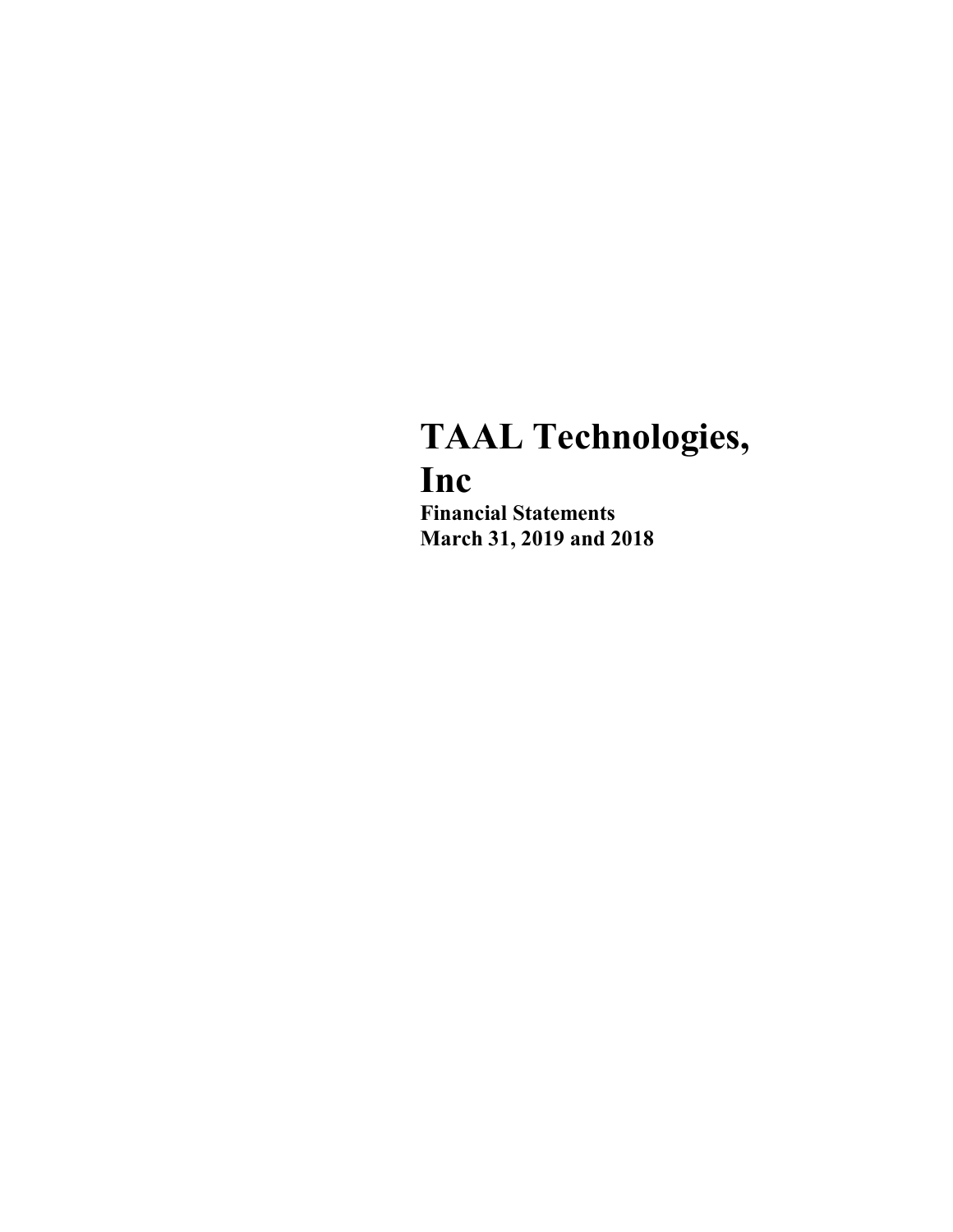# TAAL Technologies, Inc

**Financial Statements**
**March 31, 2019 and 2018**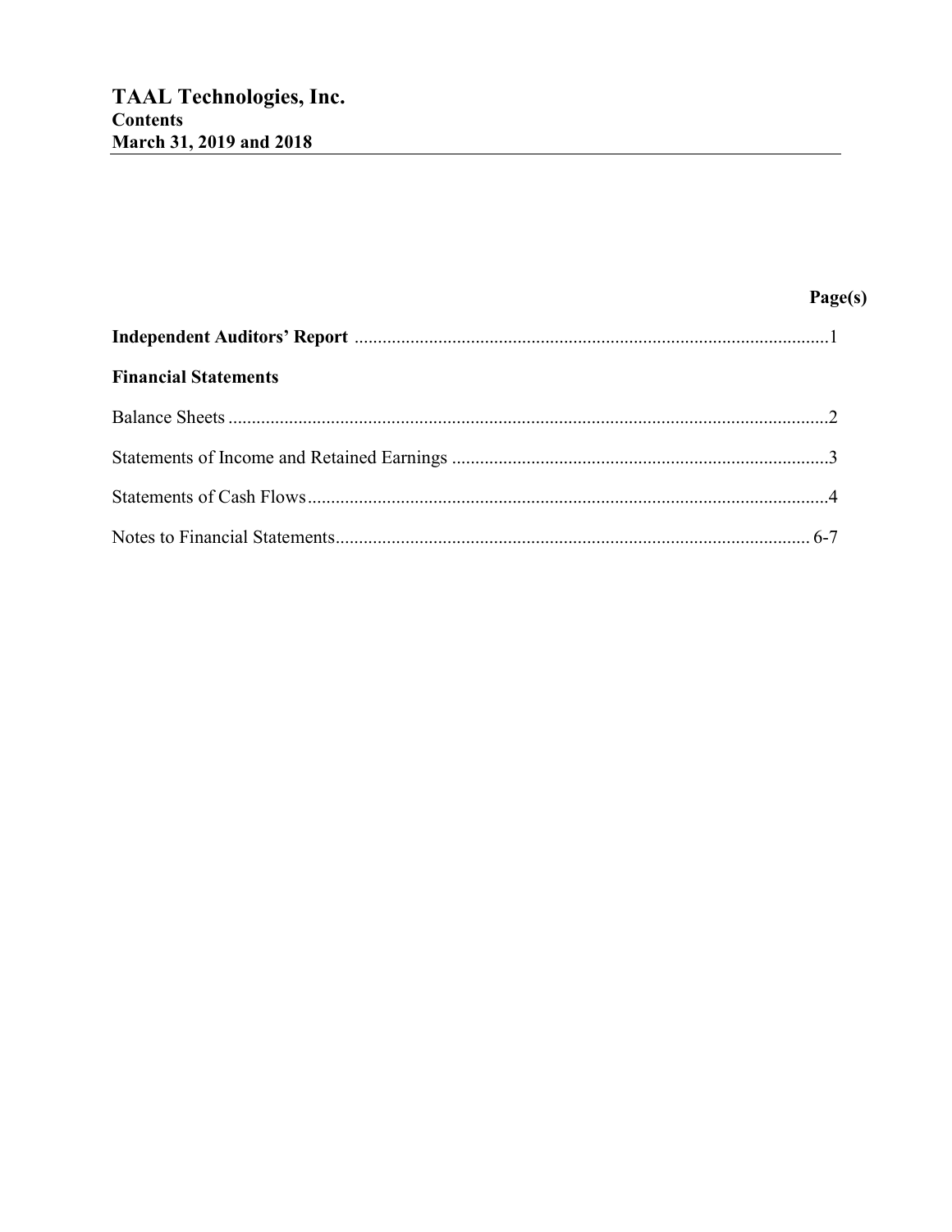# TAAL Technologies, Inc.

## Contents

## March 31, 2019 and 2018

| | Page(s) |
|---|---|
| **Independent Auditors' Report** | 1 |
| **Financial Statements** | |
| Balance Sheets | 2 |
| Statements of Income and Retained Earnings | 3 |
| Statements of Cash Flows | 4 |
| Notes to Financial Statements | 6-7 |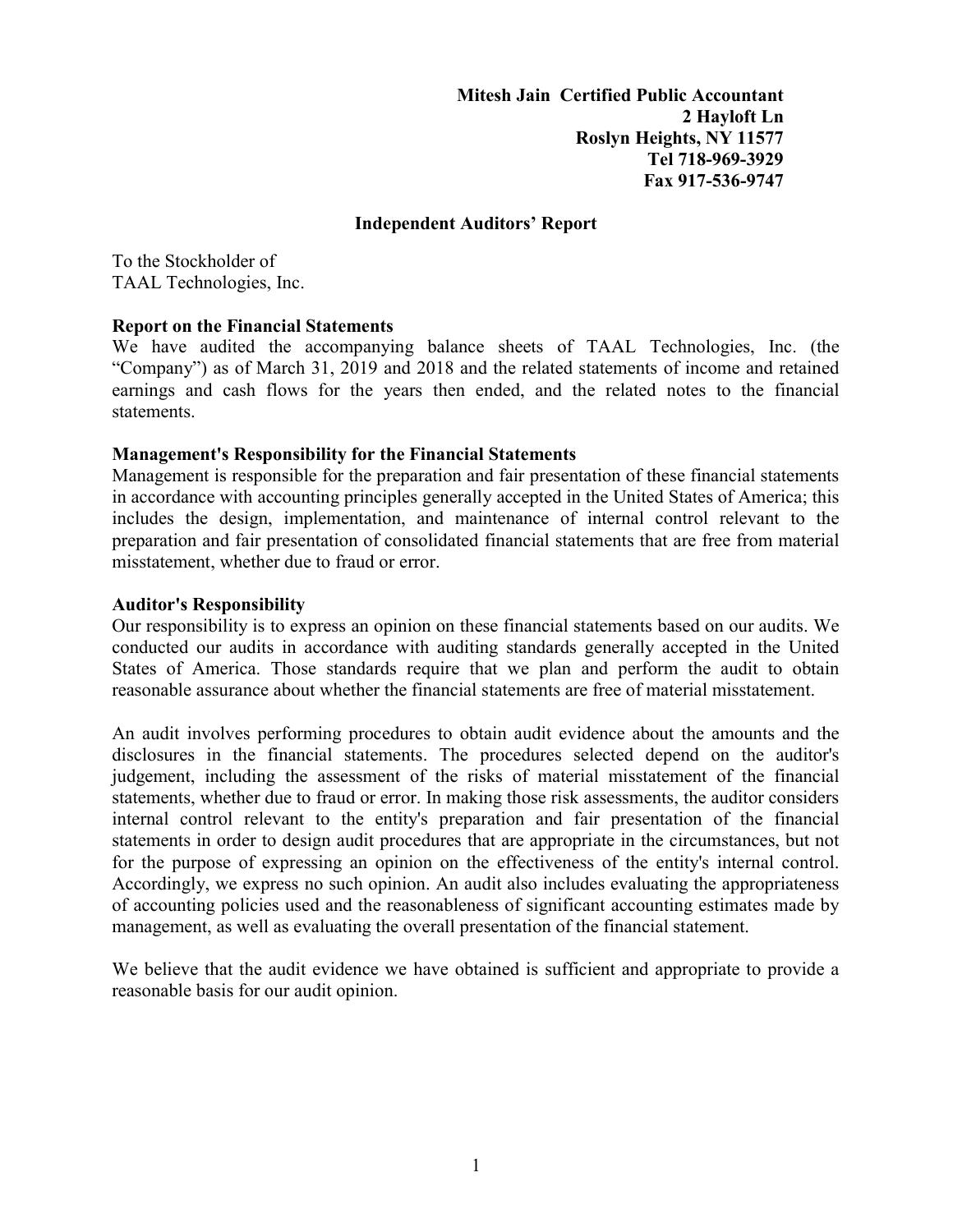**Mitesh Jain Certified Public Accountant**
**2 Hayloft Ln**
**Roslyn Heights, NY 11577**
**Tel 718-969-3929**
**Fax 917-536-9747**

## Independent Auditors' Report

To the Stockholder of
TAAL Technologies, Inc.

### Report on the Financial Statements

We have audited the accompanying balance sheets of TAAL Technologies, Inc. (the "Company") as of March 31, 2019 and 2018 and the related statements of income and retained earnings and cash flows for the years then ended, and the related notes to the financial statements.

### Management's Responsibility for the Financial Statements

Management is responsible for the preparation and fair presentation of these financial statements in accordance with accounting principles generally accepted in the United States of America; this includes the design, implementation, and maintenance of internal control relevant to the preparation and fair presentation of consolidated financial statements that are free from material misstatement, whether due to fraud or error.

### Auditor's Responsibility

Our responsibility is to express an opinion on these financial statements based on our audits. We conducted our audits in accordance with auditing standards generally accepted in the United States of America. Those standards require that we plan and perform the audit to obtain reasonable assurance about whether the financial statements are free of material misstatement.

An audit involves performing procedures to obtain audit evidence about the amounts and the disclosures in the financial statements. The procedures selected depend on the auditor's judgement, including the assessment of the risks of material misstatement of the financial statements, whether due to fraud or error. In making those risk assessments, the auditor considers internal control relevant to the entity's preparation and fair presentation of the financial statements in order to design audit procedures that are appropriate in the circumstances, but not for the purpose of expressing an opinion on the effectiveness of the entity's internal control. Accordingly, we express no such opinion. An audit also includes evaluating the appropriateness of accounting policies used and the reasonableness of significant accounting estimates made by management, as well as evaluating the overall presentation of the financial statement.

We believe that the audit evidence we have obtained is sufficient and appropriate to provide a reasonable basis for our audit opinion.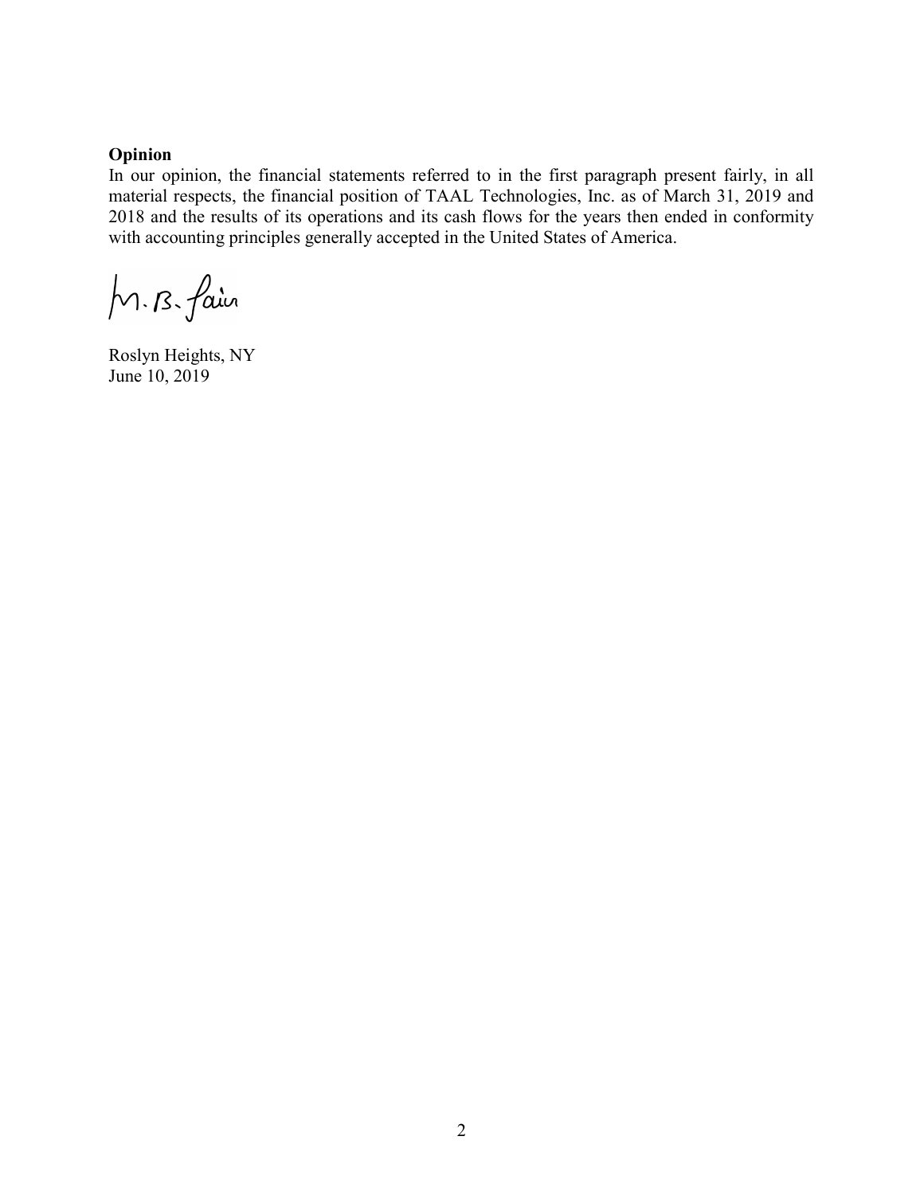**Opinion**

In our opinion, the financial statements referred to in the first paragraph present fairly, in all material respects, the financial position of TAAL Technologies, Inc. as of March 31, 2019 and 2018 and the results of its operations and its cash flows for the years then ended in conformity with accounting principles generally accepted in the United States of America.

M. B. Jain

Roslyn Heights, NY
June 10, 2019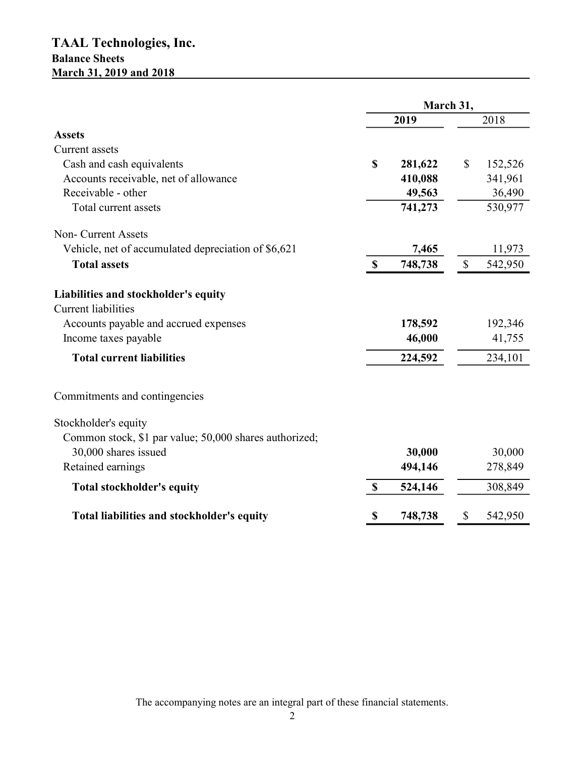# TAAL Technologies, Inc.

## Balance Sheets

**March 31, 2019 and 2018**

| | March 31, 2019 | March 31, 2018 |
|---|---|---|
| **Assets** | | |
| Current assets | | |
| Cash and cash equivalents | **$ 281,622** | $ 152,526 |
| Accounts receivable, net of allowance | **410,088** | 341,961 |
| Receivable - other | **49,563** | 36,490 |
| Total current assets | **741,273** | 530,977 |
| Non- Current Assets | | |
| Vehicle, net of accumulated depreciation of $6,621 | **7,465** | 11,973 |
| **Total assets** | **$ 748,738** | $ 542,950 |
| **Liabilities and stockholder's equity** | | |
| Current liabilities | | |
| Accounts payable and accrued expenses | **178,592** | 192,346 |
| Income taxes payable | **46,000** | 41,755 |
| **Total current liabilities** | **224,592** | 234,101 |
| Commitments and contingencies | | |
| Stockholder's equity | | |
| Common stock, $1 par value; 50,000 shares authorized; 30,000 shares issued | **30,000** | 30,000 |
| Retained earnings | **494,146** | 278,849 |
| **Total stockholder's equity** | **$ 524,146** | 308,849 |
| **Total liabilities and stockholder's equity** | **$ 748,738** | $ 542,950 |

The accompanying notes are an integral part of these financial statements.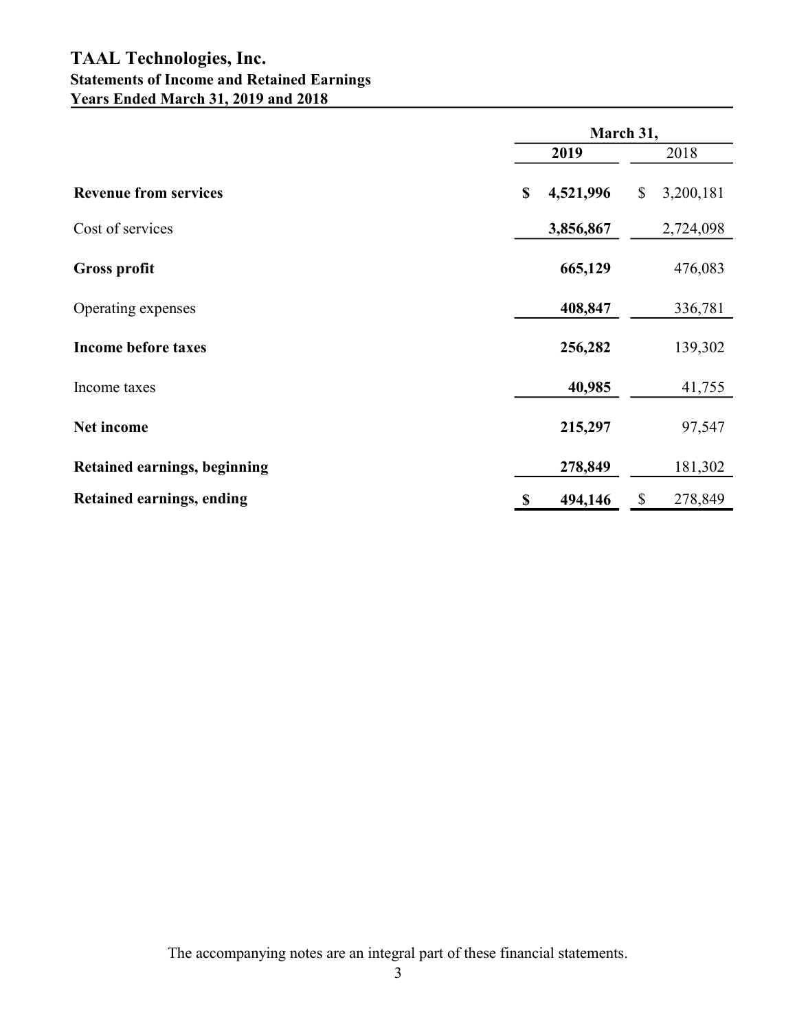# TAAL Technologies, Inc.

## Statements of Income and Retained Earnings

### Years Ended March 31, 2019 and 2018

| | March 31, | |
|---|---|---|
| | **2019** | 2018 |
| **Revenue from services** | **$ 4,521,996** | $ 3,200,181 |
| Cost of services | **3,856,867** | 2,724,098 |
| **Gross profit** | **665,129** | 476,083 |
| Operating expenses | **408,847** | 336,781 |
| **Income before taxes** | **256,282** | 139,302 |
| Income taxes | **40,985** | 41,755 |
| **Net income** | **215,297** | 97,547 |
| **Retained earnings, beginning** | **278,849** | 181,302 |
| **Retained earnings, ending** | **$ 494,146** | $ 278,849 |

The accompanying notes are an integral part of these financial statements.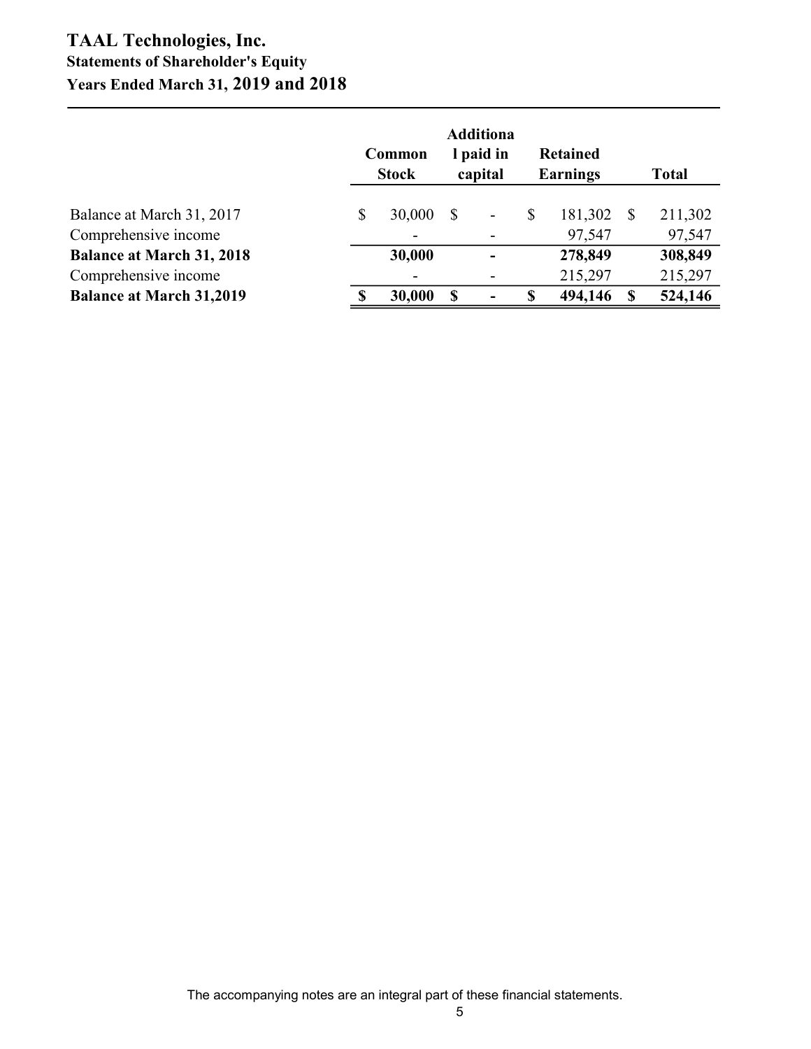# TAAL Technologies, Inc.

## Statements of Shareholder's Equity

## Years Ended March 31, 2019 and 2018

| | Common Stock | Additional paid in capital | Retained Earnings | Total |
|---|---|---|---|---|
| Balance at March 31, 2017 | $ 30,000 | $ - | $ 181,302 | $ 211,302 |
| Comprehensive income | - | - | 97,547 | 97,547 |
| **Balance at March 31, 2018** | **30,000** | **-** | **278,849** | **308,849** |
| Comprehensive income | - | - | 215,297 | 215,297 |
| **Balance at March 31,2019** | **$ 30,000** | **$ -** | **$ 494,146** | **$ 524,146** |

The accompanying notes are an integral part of these financial statements.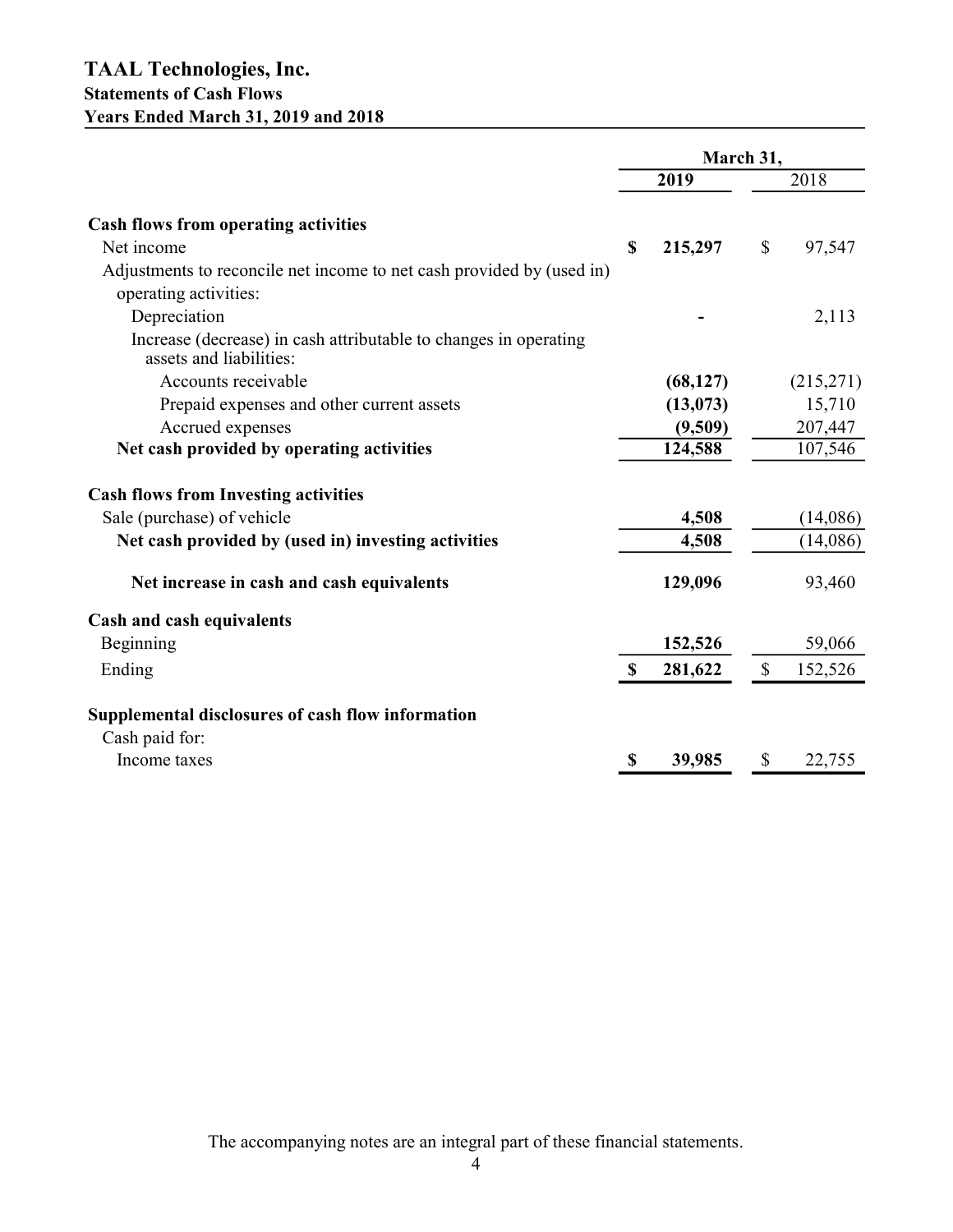# TAAL Technologies, Inc.

**Statements of Cash Flows**
**Years Ended March 31, 2019 and 2018**

| | March 31, | |
|---|---|---|
| | **2019** | 2018 |
| **Cash flows from operating activities** | | |
| Net income | **$ 215,297** | $ 97,547 |
| Adjustments to reconcile net income to net cash provided by (used in) operating activities: | | |
| Depreciation | **-** | 2,113 |
| Increase (decrease) in cash attributable to changes in operating assets and liabilities: | | |
| Accounts receivable | **(68,127)** | (215,271) |
| Prepaid expenses and other current assets | **(13,073)** | 15,710 |
| Accrued expenses | **(9,509)** | 207,447 |
| **Net cash provided by operating activities** | **124,588** | 107,546 |
| **Cash flows from Investing activities** | | |
| Sale (purchase) of vehicle | **4,508** | (14,086) |
| **Net cash provided by (used in) investing activities** | **4,508** | (14,086) |
| **Net increase in cash and cash equivalents** | **129,096** | 93,460 |
| **Cash and cash equivalents** | | |
| Beginning | **152,526** | 59,066 |
| Ending | **$ 281,622** | $ 152,526 |
| **Supplemental disclosures of cash flow information** | | |
| Cash paid for: | | |
| Income taxes | **$ 39,985** | $ 22,755 |

The accompanying notes are an integral part of these financial statements.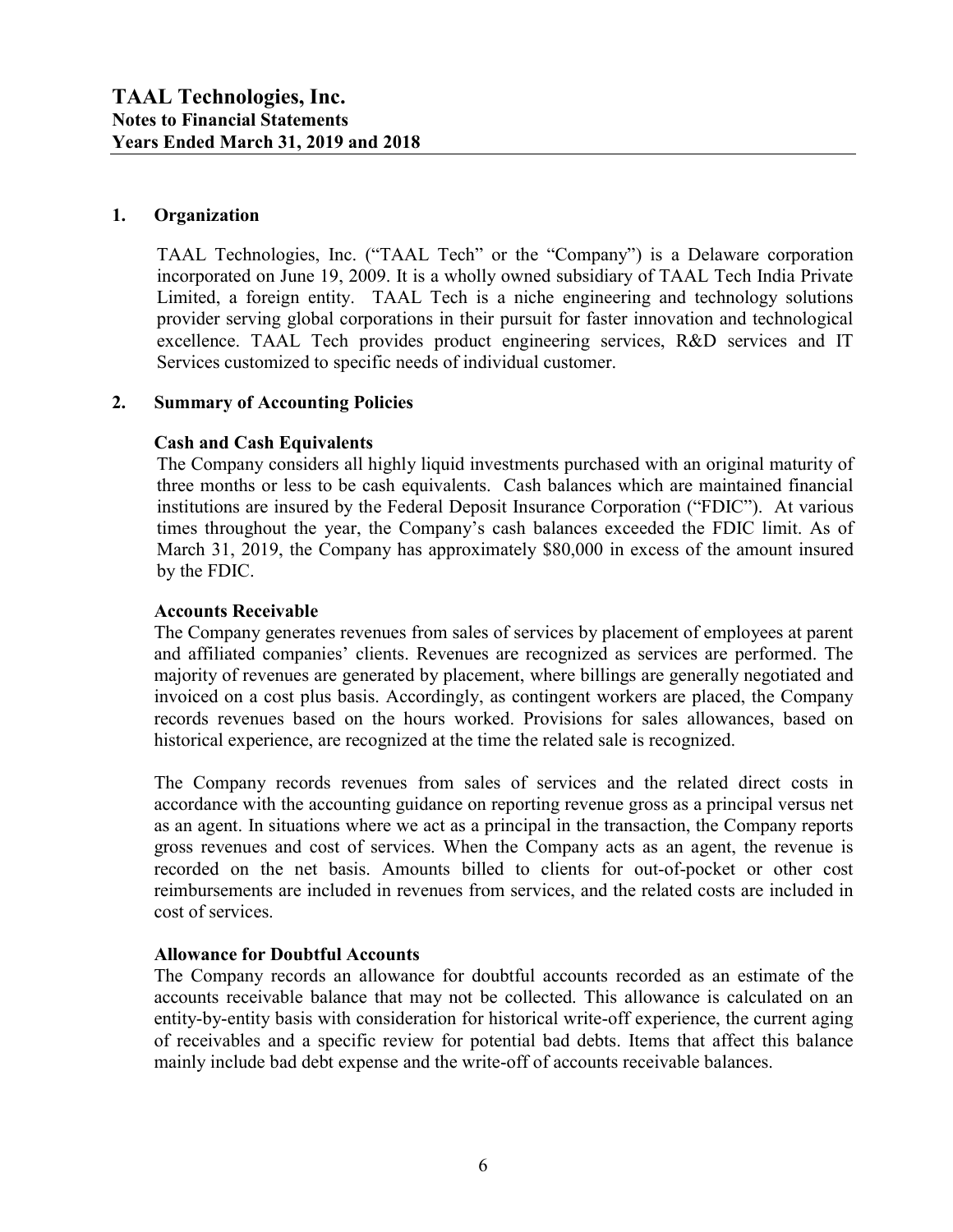# TAAL Technologies, Inc.
## Notes to Financial Statements
## Years Ended March 31, 2019 and 2018

### 1. Organization

TAAL Technologies, Inc. ("TAAL Tech" or the "Company") is a Delaware corporation incorporated on June 19, 2009. It is a wholly owned subsidiary of TAAL Tech India Private Limited, a foreign entity. TAAL Tech is a niche engineering and technology solutions provider serving global corporations in their pursuit for faster innovation and technological excellence. TAAL Tech provides product engineering services, R&D services and IT Services customized to specific needs of individual customer.

### 2. Summary of Accounting Policies

**Cash and Cash Equivalents**

The Company considers all highly liquid investments purchased with an original maturity of three months or less to be cash equivalents. Cash balances which are maintained financial institutions are insured by the Federal Deposit Insurance Corporation ("FDIC"). At various times throughout the year, the Company's cash balances exceeded the FDIC limit. As of March 31, 2019, the Company has approximately $80,000 in excess of the amount insured by the FDIC.

**Accounts Receivable**

The Company generates revenues from sales of services by placement of employees at parent and affiliated companies' clients. Revenues are recognized as services are performed. The majority of revenues are generated by placement, where billings are generally negotiated and invoiced on a cost plus basis. Accordingly, as contingent workers are placed, the Company records revenues based on the hours worked. Provisions for sales allowances, based on historical experience, are recognized at the time the related sale is recognized.

The Company records revenues from sales of services and the related direct costs in accordance with the accounting guidance on reporting revenue gross as a principal versus net as an agent. In situations where we act as a principal in the transaction, the Company reports gross revenues and cost of services. When the Company acts as an agent, the revenue is recorded on the net basis. Amounts billed to clients for out-of-pocket or other cost reimbursements are included in revenues from services, and the related costs are included in cost of services.

**Allowance for Doubtful Accounts**

The Company records an allowance for doubtful accounts recorded as an estimate of the accounts receivable balance that may not be collected. This allowance is calculated on an entity-by-entity basis with consideration for historical write-off experience, the current aging of receivables and a specific review for potential bad debts. Items that affect this balance mainly include bad debt expense and the write-off of accounts receivable balances.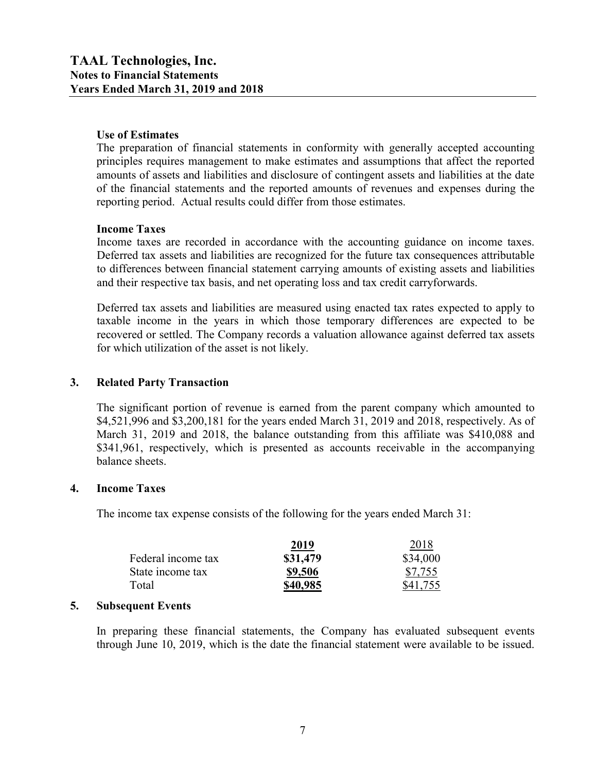**Use of Estimates**

The preparation of financial statements in conformity with generally accepted accounting principles requires management to make estimates and assumptions that affect the reported amounts of assets and liabilities and disclosure of contingent assets and liabilities at the date of the financial statements and the reported amounts of revenues and expenses during the reporting period. Actual results could differ from those estimates.

**Income Taxes**

Income taxes are recorded in accordance with the accounting guidance on income taxes. Deferred tax assets and liabilities are recognized for the future tax consequences attributable to differences between financial statement carrying amounts of existing assets and liabilities and their respective tax basis, and net operating loss and tax credit carryforwards.

Deferred tax assets and liabilities are measured using enacted tax rates expected to apply to taxable income in the years in which those temporary differences are expected to be recovered or settled. The Company records a valuation allowance against deferred tax assets for which utilization of the asset is not likely.

## 3. Related Party Transaction

The significant portion of revenue is earned from the parent company which amounted to \$4,521,996 and \$3,200,181 for the years ended March 31, 2019 and 2018, respectively. As of March 31, 2019 and 2018, the balance outstanding from this affiliate was \$410,088 and \$341,961, respectively, which is presented as accounts receivable in the accompanying balance sheets.

## 4. Income Taxes

The income tax expense consists of the following for the years ended March 31:

| | **2019** | 2018 |
|---|---|---|
| Federal income tax | **\$31,479** | \$34,000 |
| State income tax | **\$9,506** | \$7,755 |
| Total | **\$40,985** | \$41,755 |

## 5. Subsequent Events

In preparing these financial statements, the Company has evaluated subsequent events through June 10, 2019, which is the date the financial statement were available to be issued.